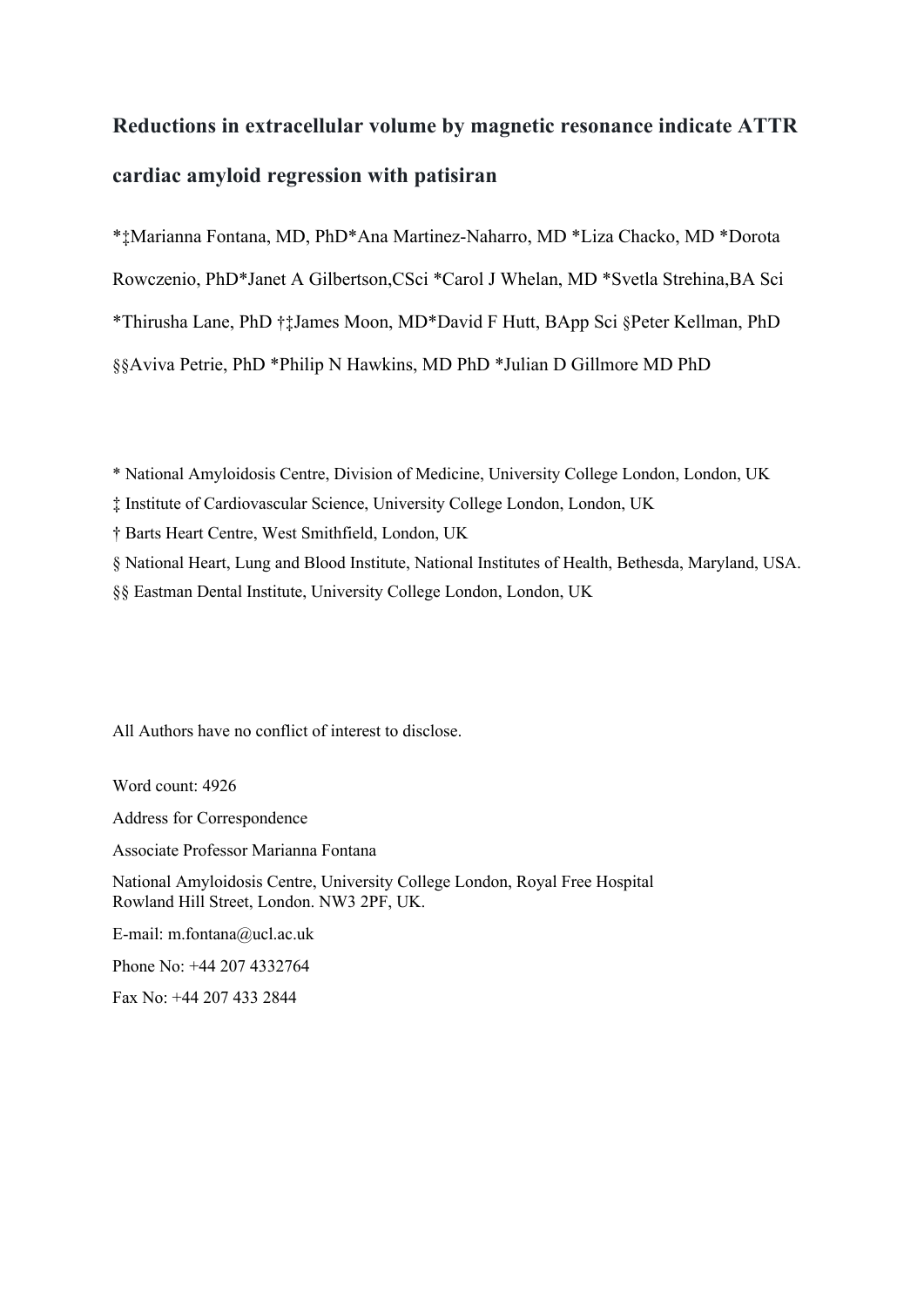# Reductions in extracellular volume by magnetic resonance indicate ATTR cardiac amyloid regression with patisiran

*‡Marianna Fontana, MD, PhD*Ana Martinez-Naharro, MD *Liza Chacko, MD *Dorota Rowczenio, PhD*Janet A Gilbertson,CSci *Carol J Whelan, MD *Svetla Strehina,BA Sci *Thirusha Lane, PhD †‡James Moon, MD*David F Hutt, BApp Sci §Peter Kellman, PhD §§Aviva Petrie, PhD *Philip N Hawkins, MD PhD *Julian D Gillmore MD PhD

* National Amyloidosis Centre, Division of Medicine, University College London, London, UK

‡ Institute of Cardiovascular Science, University College London, London, UK

† Barts Heart Centre, West Smithfield, London, UK

§ National Heart, Lung and Blood Institute, National Institutes of Health, Bethesda, Maryland, USA.

§§ Eastman Dental Institute, University College London, London, UK

All Authors have no conflict of interest to disclose.

Word count: 4926

Address for Correspondence

Associate Professor Marianna Fontana

National Amyloidosis Centre, University College London, Royal Free Hospital
Rowland Hill Street, London. NW3 2PF, UK.

E-mail: m.fontana@ucl.ac.uk

Phone No: +44 207 4332764

Fax No: +44 207 433 2844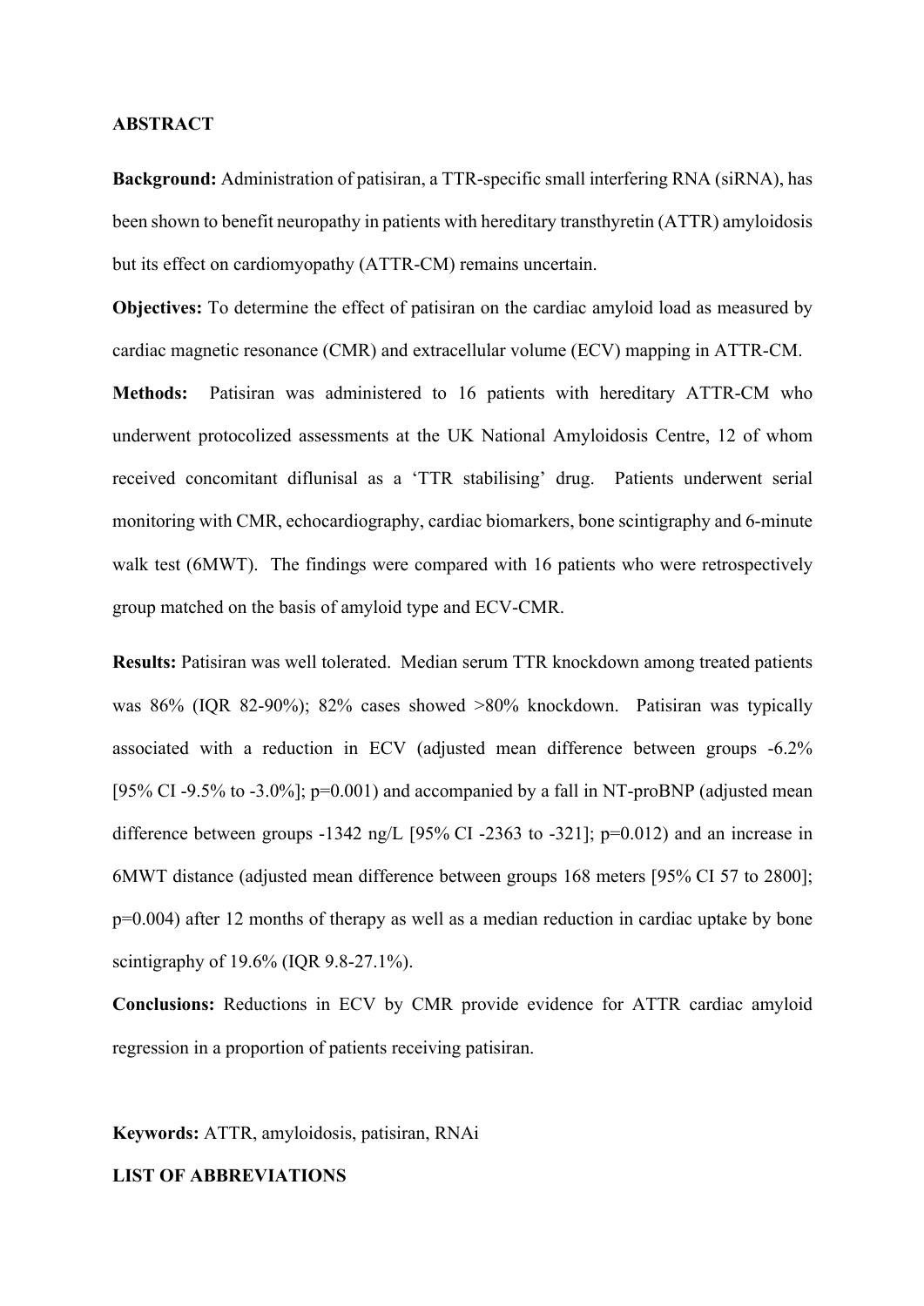**ABSTRACT**

**Background:** Administration of patisiran, a TTR-specific small interfering RNA (siRNA), has been shown to benefit neuropathy in patients with hereditary transthyretin (ATTR) amyloidosis but its effect on cardiomyopathy (ATTR-CM) remains uncertain.

**Objectives:** To determine the effect of patisiran on the cardiac amyloid load as measured by cardiac magnetic resonance (CMR) and extracellular volume (ECV) mapping in ATTR-CM.

**Methods:** Patisiran was administered to 16 patients with hereditary ATTR-CM who underwent protocolized assessments at the UK National Amyloidosis Centre, 12 of whom received concomitant diflunisal as a 'TTR stabilising' drug. Patients underwent serial monitoring with CMR, echocardiography, cardiac biomarkers, bone scintigraphy and 6-minute walk test (6MWT). The findings were compared with 16 patients who were retrospectively group matched on the basis of amyloid type and ECV-CMR.

**Results:** Patisiran was well tolerated. Median serum TTR knockdown among treated patients was 86% (IQR 82-90%); 82% cases showed >80% knockdown. Patisiran was typically associated with a reduction in ECV (adjusted mean difference between groups -6.2% [95% CI -9.5% to -3.0%]; p=0.001) and accompanied by a fall in NT-proBNP (adjusted mean difference between groups -1342 ng/L [95% CI -2363 to -321]; p=0.012) and an increase in 6MWT distance (adjusted mean difference between groups 168 meters [95% CI 57 to 2800]; p=0.004) after 12 months of therapy as well as a median reduction in cardiac uptake by bone scintigraphy of 19.6% (IQR 9.8-27.1%).

**Conclusions:** Reductions in ECV by CMR provide evidence for ATTR cardiac amyloid regression in a proportion of patients receiving patisiran.

**Keywords:** ATTR, amyloidosis, patisiran, RNAi

**LIST OF ABBREVIATIONS**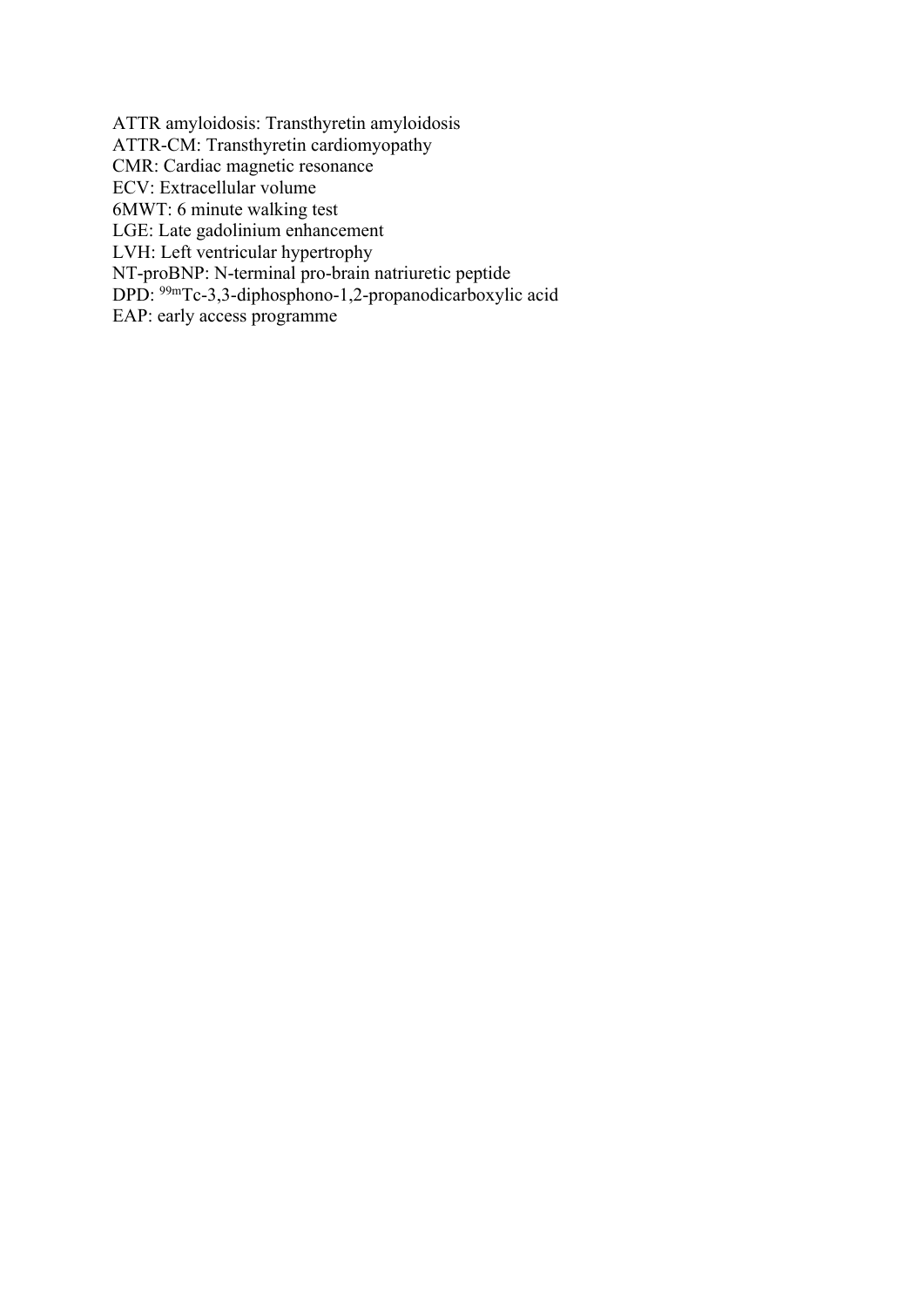ATTR amyloidosis: Transthyretin amyloidosis
ATTR-CM: Transthyretin cardiomyopathy
CMR: Cardiac magnetic resonance
ECV: Extracellular volume
6MWT: 6 minute walking test
LGE: Late gadolinium enhancement
LVH: Left ventricular hypertrophy
NT-proBNP: N-terminal pro-brain natriuretic peptide
DPD: $^{99m}$Tc-3,3-diphosphono-1,2-propanodicarboxylic acid
EAP: early access programme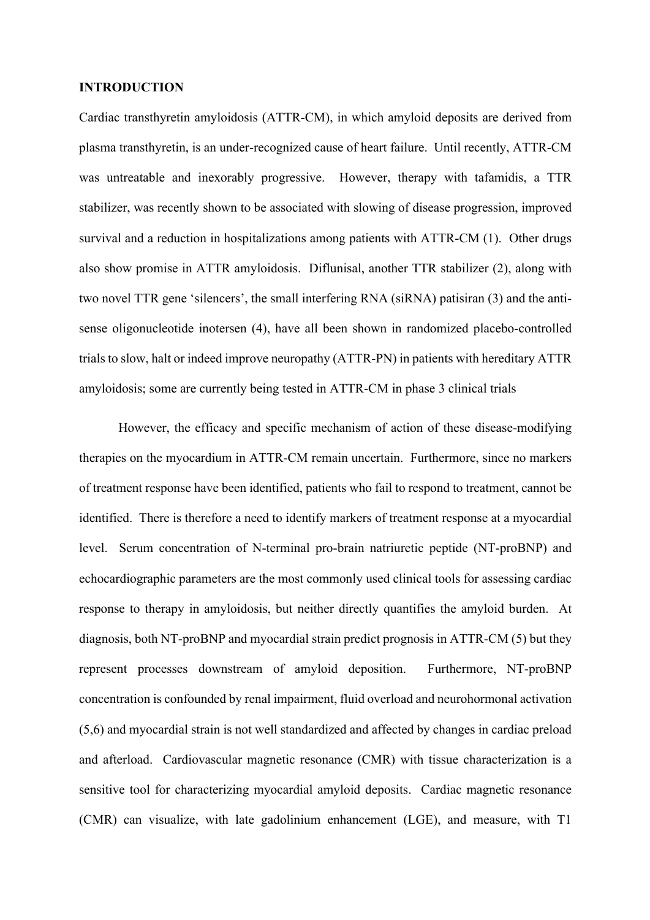**INTRODUCTION**

Cardiac transthyretin amyloidosis (ATTR-CM), in which amyloid deposits are derived from plasma transthyretin, is an under-recognized cause of heart failure. Until recently, ATTR-CM was untreatable and inexorably progressive. However, therapy with tafamidis, a TTR stabilizer, was recently shown to be associated with slowing of disease progression, improved survival and a reduction in hospitalizations among patients with ATTR-CM (1). Other drugs also show promise in ATTR amyloidosis. Diflunisal, another TTR stabilizer (2), along with two novel TTR gene 'silencers', the small interfering RNA (siRNA) patisiran (3) and the anti-sense oligonucleotide inotersen (4), have all been shown in randomized placebo-controlled trials to slow, halt or indeed improve neuropathy (ATTR-PN) in patients with hereditary ATTR amyloidosis; some are currently being tested in ATTR-CM in phase 3 clinical trials

However, the efficacy and specific mechanism of action of these disease-modifying therapies on the myocardium in ATTR-CM remain uncertain. Furthermore, since no markers of treatment response have been identified, patients who fail to respond to treatment, cannot be identified. There is therefore a need to identify markers of treatment response at a myocardial level. Serum concentration of N-terminal pro-brain natriuretic peptide (NT-proBNP) and echocardiographic parameters are the most commonly used clinical tools for assessing cardiac response to therapy in amyloidosis, but neither directly quantifies the amyloid burden. At diagnosis, both NT-proBNP and myocardial strain predict prognosis in ATTR-CM (5) but they represent processes downstream of amyloid deposition. Furthermore, NT-proBNP concentration is confounded by renal impairment, fluid overload and neurohormonal activation (5,6) and myocardial strain is not well standardized and affected by changes in cardiac preload and afterload. Cardiovascular magnetic resonance (CMR) with tissue characterization is a sensitive tool for characterizing myocardial amyloid deposits. Cardiac magnetic resonance (CMR) can visualize, with late gadolinium enhancement (LGE), and measure, with T1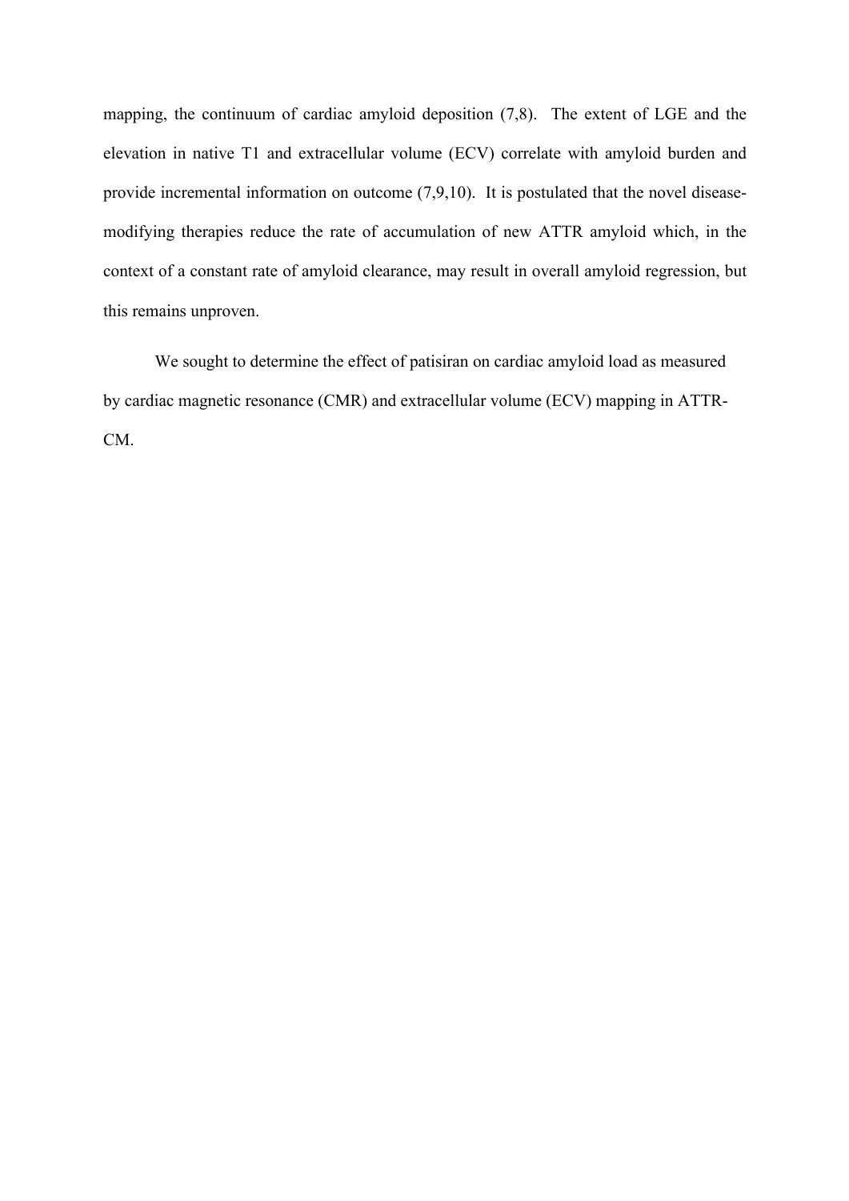mapping, the continuum of cardiac amyloid deposition (7,8). The extent of LGE and the elevation in native T1 and extracellular volume (ECV) correlate with amyloid burden and provide incremental information on outcome (7,9,10). It is postulated that the novel disease-modifying therapies reduce the rate of accumulation of new ATTR amyloid which, in the context of a constant rate of amyloid clearance, may result in overall amyloid regression, but this remains unproven.

We sought to determine the effect of patisiran on cardiac amyloid load as measured by cardiac magnetic resonance (CMR) and extracellular volume (ECV) mapping in ATTR-CM.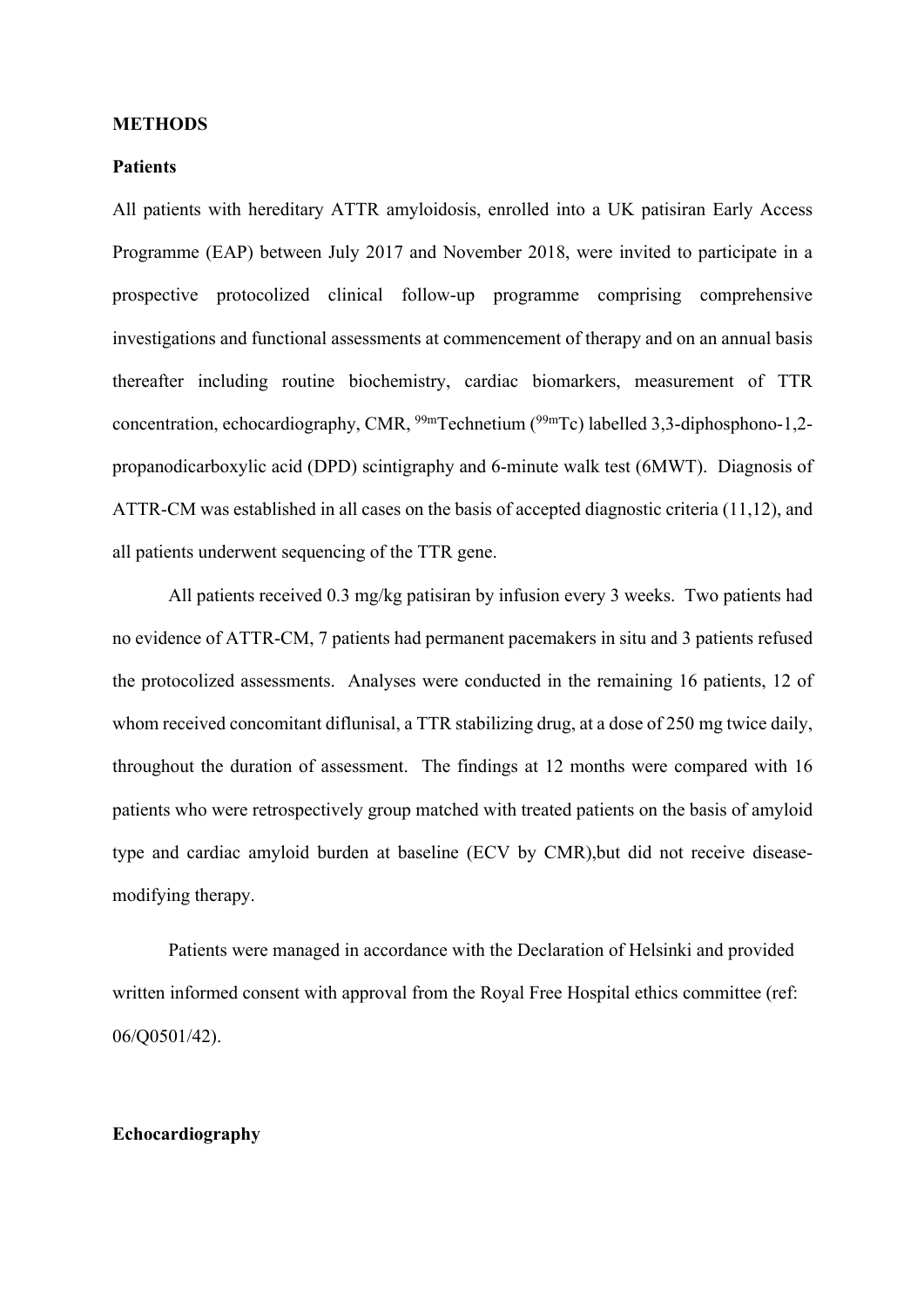## METHODS

### Patients

All patients with hereditary ATTR amyloidosis, enrolled into a UK patisiran Early Access Programme (EAP) between July 2017 and November 2018, were invited to participate in a prospective protocolized clinical follow-up programme comprising comprehensive investigations and functional assessments at commencement of therapy and on an annual basis thereafter including routine biochemistry, cardiac biomarkers, measurement of TTR concentration, echocardiography, CMR, $^{99m}$Technetium ($^{99m}$Tc) labelled 3,3-diphosphono-1,2-propanodicarboxylic acid (DPD) scintigraphy and 6-minute walk test (6MWT). Diagnosis of ATTR-CM was established in all cases on the basis of accepted diagnostic criteria (11,12), and all patients underwent sequencing of the TTR gene.

All patients received 0.3 mg/kg patisiran by infusion every 3 weeks. Two patients had no evidence of ATTR-CM, 7 patients had permanent pacemakers in situ and 3 patients refused the protocolized assessments. Analyses were conducted in the remaining 16 patients, 12 of whom received concomitant diflunisal, a TTR stabilizing drug, at a dose of 250 mg twice daily, throughout the duration of assessment. The findings at 12 months were compared with 16 patients who were retrospectively group matched with treated patients on the basis of amyloid type and cardiac amyloid burden at baseline (ECV by CMR),but did not receive disease-modifying therapy.

Patients were managed in accordance with the Declaration of Helsinki and provided written informed consent with approval from the Royal Free Hospital ethics committee (ref: 06/Q0501/42).

### Echocardiography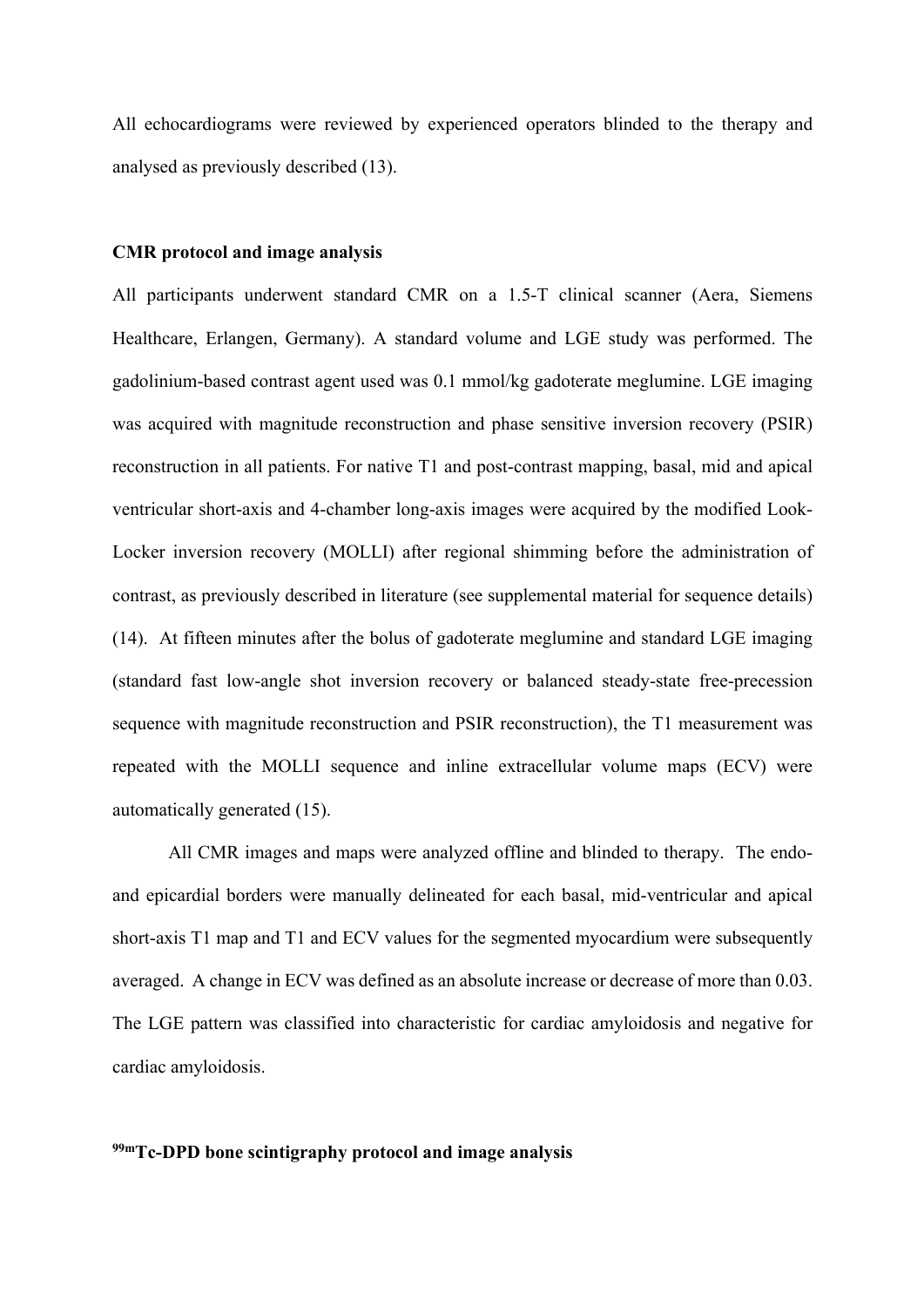All echocardiograms were reviewed by experienced operators blinded to the therapy and analysed as previously described (13).

**CMR protocol and image analysis**

All participants underwent standard CMR on a 1.5-T clinical scanner (Aera, Siemens Healthcare, Erlangen, Germany). A standard volume and LGE study was performed. The gadolinium-based contrast agent used was 0.1 mmol/kg gadoterate meglumine. LGE imaging was acquired with magnitude reconstruction and phase sensitive inversion recovery (PSIR) reconstruction in all patients. For native T1 and post-contrast mapping, basal, mid and apical ventricular short-axis and 4-chamber long-axis images were acquired by the modified Look-Locker inversion recovery (MOLLI) after regional shimming before the administration of contrast, as previously described in literature (see supplemental material for sequence details) (14). At fifteen minutes after the bolus of gadoterate meglumine and standard LGE imaging (standard fast low-angle shot inversion recovery or balanced steady-state free-precession sequence with magnitude reconstruction and PSIR reconstruction), the T1 measurement was repeated with the MOLLI sequence and inline extracellular volume maps (ECV) were automatically generated (15).

All CMR images and maps were analyzed offline and blinded to therapy. The endo- and epicardial borders were manually delineated for each basal, mid-ventricular and apical short-axis T1 map and T1 and ECV values for the segmented myocardium were subsequently averaged. A change in ECV was defined as an absolute increase or decrease of more than 0.03. The LGE pattern was classified into characteristic for cardiac amyloidosis and negative for cardiac amyloidosis.

**$^{99m}$Tc-DPD bone scintigraphy protocol and image analysis**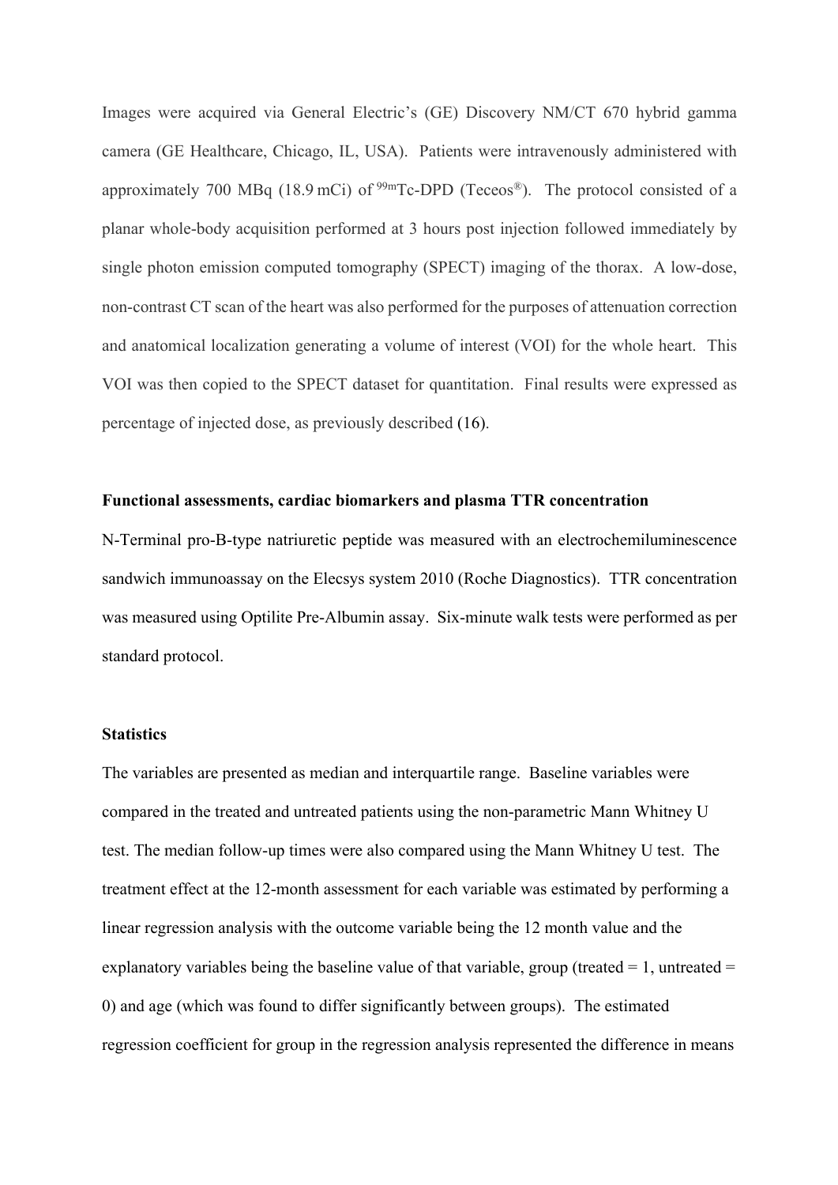Images were acquired via General Electric's (GE) Discovery NM/CT 670 hybrid gamma camera (GE Healthcare, Chicago, IL, USA). Patients were intravenously administered with approximately 700 MBq (18.9 mCi) of $^{99m}$Tc-DPD (Teceos®). The protocol consisted of a planar whole-body acquisition performed at 3 hours post injection followed immediately by single photon emission computed tomography (SPECT) imaging of the thorax. A low-dose, non-contrast CT scan of the heart was also performed for the purposes of attenuation correction and anatomical localization generating a volume of interest (VOI) for the whole heart. This VOI was then copied to the SPECT dataset for quantitation. Final results were expressed as percentage of injected dose, as previously described (16).

**Functional assessments, cardiac biomarkers and plasma TTR concentration**

N-Terminal pro-B-type natriuretic peptide was measured with an electrochemiluminescence sandwich immunoassay on the Elecsys system 2010 (Roche Diagnostics). TTR concentration was measured using Optilite Pre-Albumin assay. Six-minute walk tests were performed as per standard protocol.

**Statistics**

The variables are presented as median and interquartile range. Baseline variables were compared in the treated and untreated patients using the non-parametric Mann Whitney U test. The median follow-up times were also compared using the Mann Whitney U test. The treatment effect at the 12-month assessment for each variable was estimated by performing a linear regression analysis with the outcome variable being the 12 month value and the explanatory variables being the baseline value of that variable, group (treated = 1, untreated = 0) and age (which was found to differ significantly between groups). The estimated regression coefficient for group in the regression analysis represented the difference in means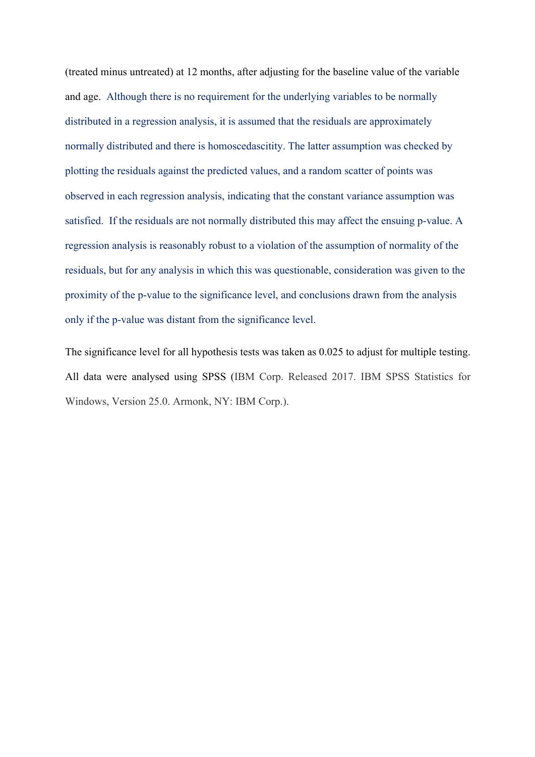(treated minus untreated) at 12 months, after adjusting for the baseline value of the variable and age. Although there is no requirement for the underlying variables to be normally distributed in a regression analysis, it is assumed that the residuals are approximately normally distributed and there is homoscedascitity. The latter assumption was checked by plotting the residuals against the predicted values, and a random scatter of points was observed in each regression analysis, indicating that the constant variance assumption was satisfied. If the residuals are not normally distributed this may affect the ensuing p-value. A regression analysis is reasonably robust to a violation of the assumption of normality of the residuals, but for any analysis in which this was questionable, consideration was given to the proximity of the p-value to the significance level, and conclusions drawn from the analysis only if the p-value was distant from the significance level.

The significance level for all hypothesis tests was taken as 0.025 to adjust for multiple testing. All data were analysed using SPSS (IBM Corp. Released 2017. IBM SPSS Statistics for Windows, Version 25.0. Armonk, NY: IBM Corp.).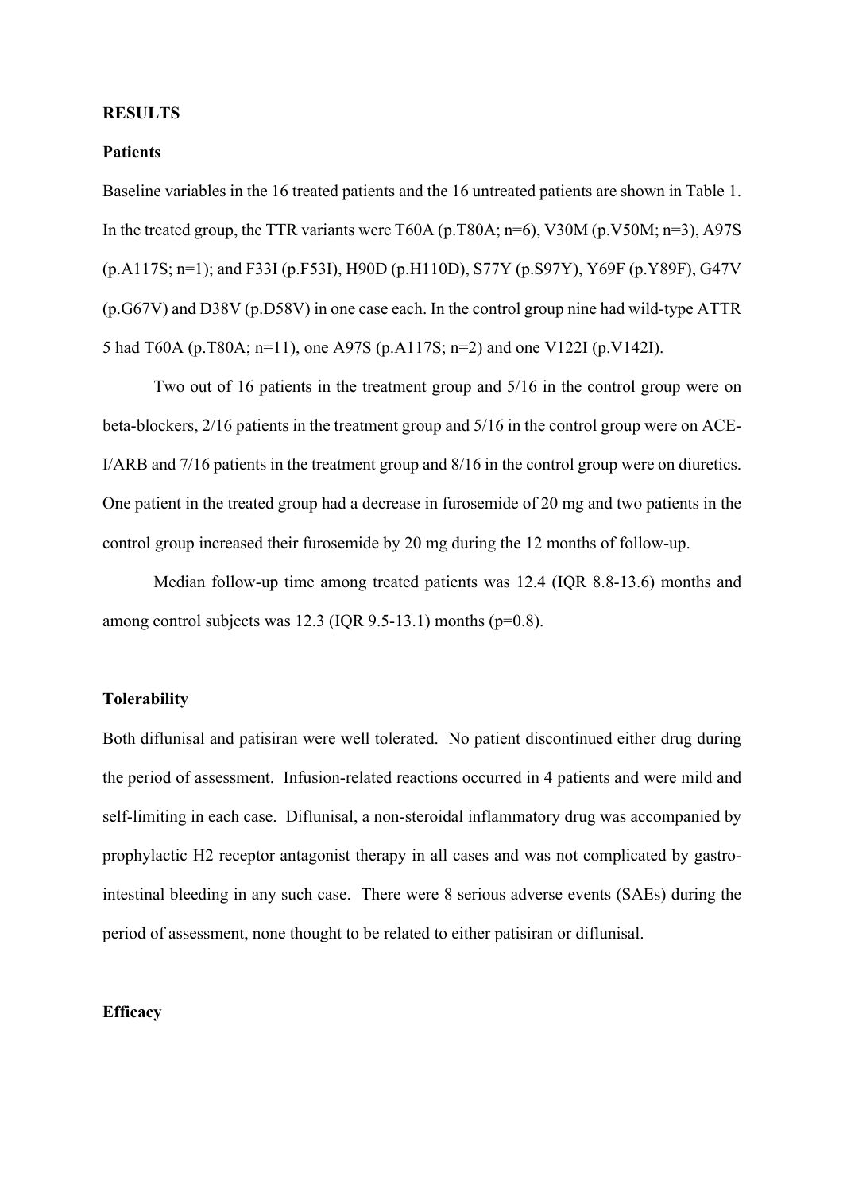## RESULTS

### Patients

Baseline variables in the 16 treated patients and the 16 untreated patients are shown in Table 1. In the treated group, the TTR variants were T60A (p.T80A; n=6), V30M (p.V50M; n=3), A97S (p.A117S; n=1); and F33I (p.F53I), H90D (p.H110D), S77Y (p.S97Y), Y69F (p.Y89F), G47V (p.G67V) and D38V (p.D58V) in one case each. In the control group nine had wild-type ATTR 5 had T60A (p.T80A; n=11), one A97S (p.A117S; n=2) and one V122I (p.V142I).

Two out of 16 patients in the treatment group and 5/16 in the control group were on beta-blockers, 2/16 patients in the treatment group and 5/16 in the control group were on ACE-I/ARB and 7/16 patients in the treatment group and 8/16 in the control group were on diuretics. One patient in the treated group had a decrease in furosemide of 20 mg and two patients in the control group increased their furosemide by 20 mg during the 12 months of follow-up.

Median follow-up time among treated patients was 12.4 (IQR 8.8-13.6) months and among control subjects was 12.3 (IQR 9.5-13.1) months (p=0.8).

### Tolerability

Both diflunisal and patisiran were well tolerated. No patient discontinued either drug during the period of assessment. Infusion-related reactions occurred in 4 patients and were mild and self-limiting in each case. Diflunisal, a non-steroidal inflammatory drug was accompanied by prophylactic H2 receptor antagonist therapy in all cases and was not complicated by gastro-intestinal bleeding in any such case. There were 8 serious adverse events (SAEs) during the period of assessment, none thought to be related to either patisiran or diflunisal.

### Efficacy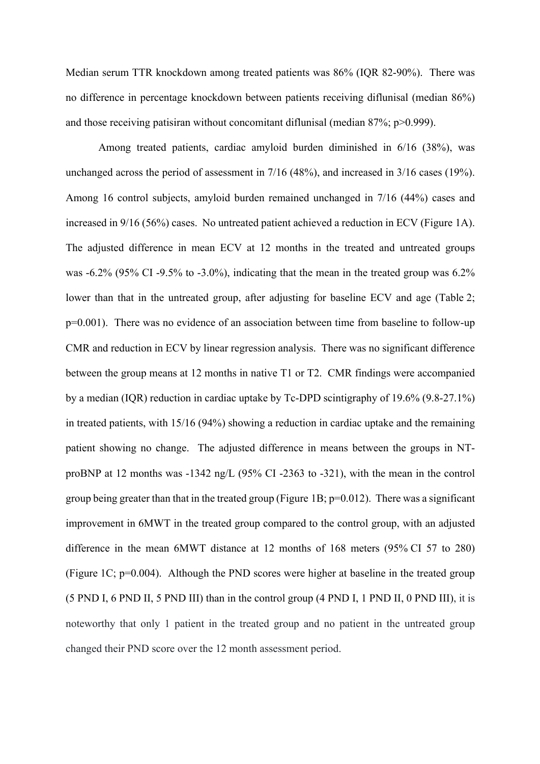Median serum TTR knockdown among treated patients was 86% (IQR 82-90%). There was no difference in percentage knockdown between patients receiving diflunisal (median 86%) and those receiving patisiran without concomitant diflunisal (median 87%; p>0.999).

Among treated patients, cardiac amyloid burden diminished in 6/16 (38%), was unchanged across the period of assessment in 7/16 (48%), and increased in 3/16 cases (19%). Among 16 control subjects, amyloid burden remained unchanged in 7/16 (44%) cases and increased in 9/16 (56%) cases. No untreated patient achieved a reduction in ECV (Figure 1A). The adjusted difference in mean ECV at 12 months in the treated and untreated groups was -6.2% (95% CI -9.5% to -3.0%), indicating that the mean in the treated group was 6.2% lower than that in the untreated group, after adjusting for baseline ECV and age (Table 2; p=0.001). There was no evidence of an association between time from baseline to follow-up CMR and reduction in ECV by linear regression analysis. There was no significant difference between the group means at 12 months in native T1 or T2. CMR findings were accompanied by a median (IQR) reduction in cardiac uptake by Tc-DPD scintigraphy of 19.6% (9.8-27.1%) in treated patients, with 15/16 (94%) showing a reduction in cardiac uptake and the remaining patient showing no change. The adjusted difference in means between the groups in NT-proBNP at 12 months was -1342 ng/L (95% CI -2363 to -321), with the mean in the control group being greater than that in the treated group (Figure 1B; p=0.012). There was a significant improvement in 6MWT in the treated group compared to the control group, with an adjusted difference in the mean 6MWT distance at 12 months of 168 meters (95% CI 57 to 280) (Figure 1C; p=0.004). Although the PND scores were higher at baseline in the treated group (5 PND I, 6 PND II, 5 PND III) than in the control group (4 PND I, 1 PND II, 0 PND III), it is noteworthy that only 1 patient in the treated group and no patient in the untreated group changed their PND score over the 12 month assessment period.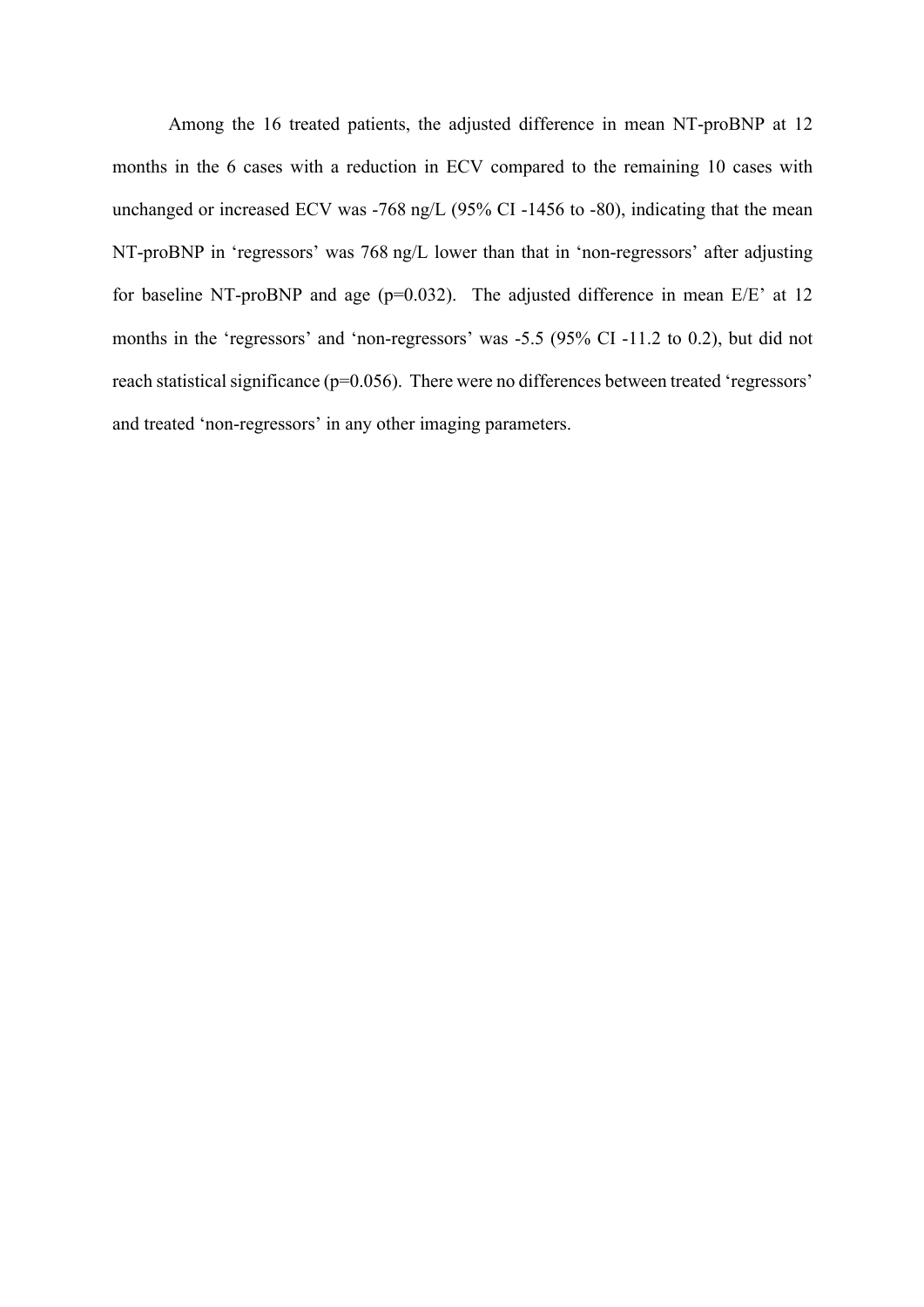Among the 16 treated patients, the adjusted difference in mean NT-proBNP at 12 months in the 6 cases with a reduction in ECV compared to the remaining 10 cases with unchanged or increased ECV was -768 ng/L (95% CI -1456 to -80), indicating that the mean NT-proBNP in ‘regressors’ was 768 ng/L lower than that in ‘non-regressors’ after adjusting for baseline NT-proBNP and age ($p=0.032$). The adjusted difference in mean E/E’ at 12 months in the ‘regressors’ and ‘non-regressors’ was -5.5 (95% CI -11.2 to 0.2), but did not reach statistical significance ($p=0.056$). There were no differences between treated ‘regressors’ and treated ‘non-regressors’ in any other imaging parameters.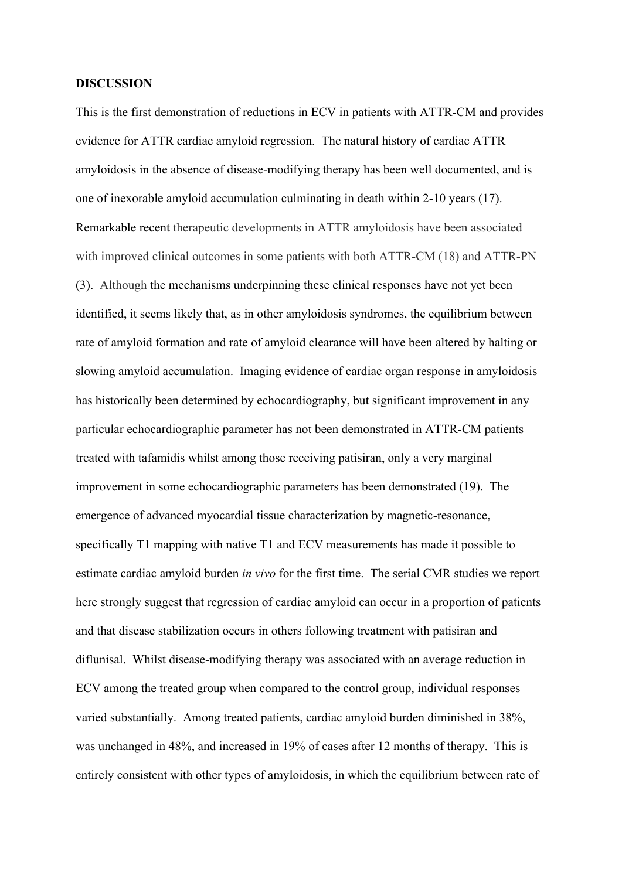**DISCUSSION**

This is the first demonstration of reductions in ECV in patients with ATTR-CM and provides evidence for ATTR cardiac amyloid regression. The natural history of cardiac ATTR amyloidosis in the absence of disease-modifying therapy has been well documented, and is one of inexorable amyloid accumulation culminating in death within 2-10 years (17). Remarkable recent therapeutic developments in ATTR amyloidosis have been associated with improved clinical outcomes in some patients with both ATTR-CM (18) and ATTR-PN (3). Although the mechanisms underpinning these clinical responses have not yet been identified, it seems likely that, as in other amyloidosis syndromes, the equilibrium between rate of amyloid formation and rate of amyloid clearance will have been altered by halting or slowing amyloid accumulation. Imaging evidence of cardiac organ response in amyloidosis has historically been determined by echocardiography, but significant improvement in any particular echocardiographic parameter has not been demonstrated in ATTR-CM patients treated with tafamidis whilst among those receiving patisiran, only a very marginal improvement in some echocardiographic parameters has been demonstrated (19). The emergence of advanced myocardial tissue characterization by magnetic-resonance, specifically T1 mapping with native T1 and ECV measurements has made it possible to estimate cardiac amyloid burden *in vivo* for the first time. The serial CMR studies we report here strongly suggest that regression of cardiac amyloid can occur in a proportion of patients and that disease stabilization occurs in others following treatment with patisiran and diflunisal. Whilst disease-modifying therapy was associated with an average reduction in ECV among the treated group when compared to the control group, individual responses varied substantially. Among treated patients, cardiac amyloid burden diminished in 38%, was unchanged in 48%, and increased in 19% of cases after 12 months of therapy. This is entirely consistent with other types of amyloidosis, in which the equilibrium between rate of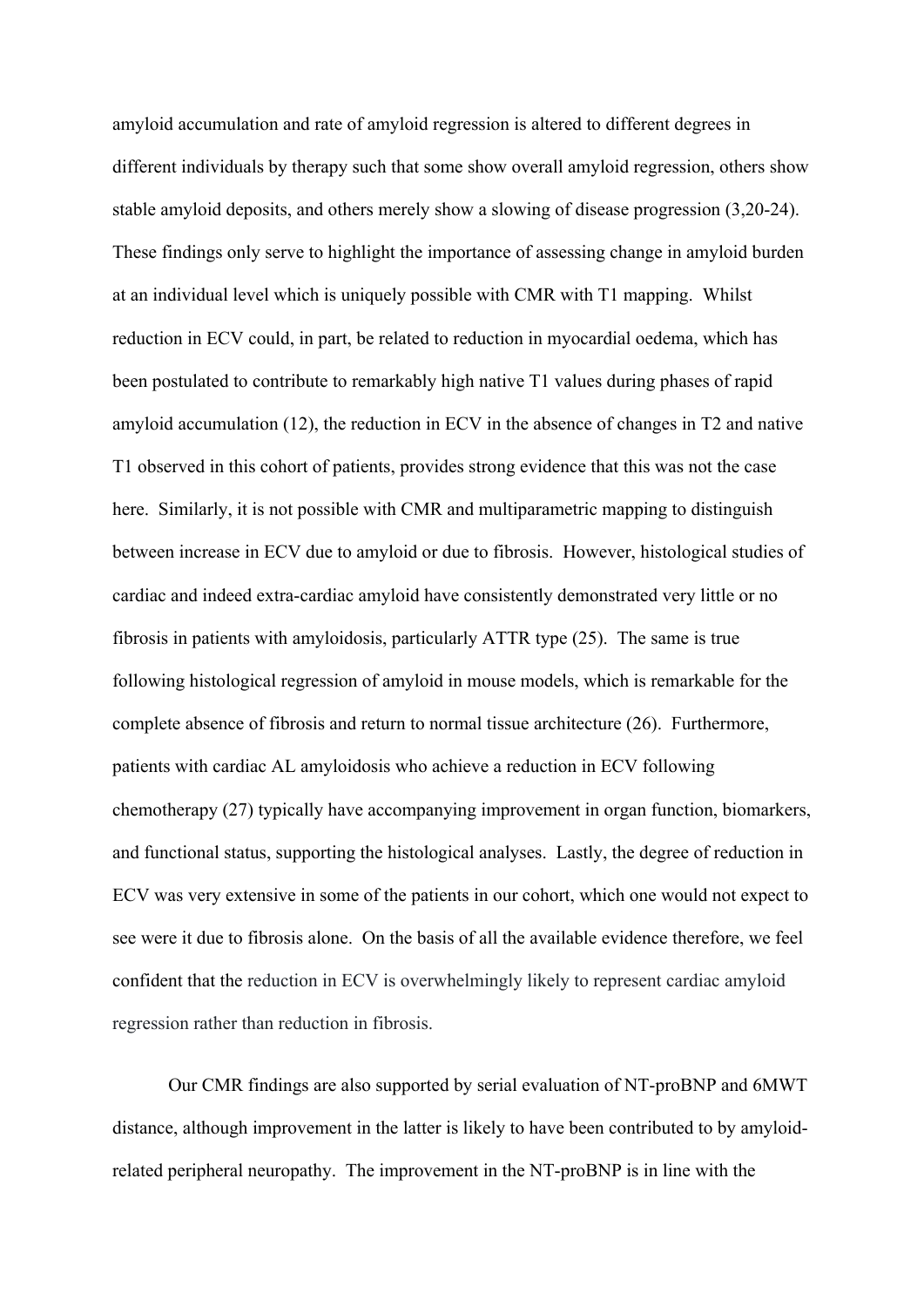amyloid accumulation and rate of amyloid regression is altered to different degrees in different individuals by therapy such that some show overall amyloid regression, others show stable amyloid deposits, and others merely show a slowing of disease progression (3,20-24). These findings only serve to highlight the importance of assessing change in amyloid burden at an individual level which is uniquely possible with CMR with T1 mapping. Whilst reduction in ECV could, in part, be related to reduction in myocardial oedema, which has been postulated to contribute to remarkably high native T1 values during phases of rapid amyloid accumulation (12), the reduction in ECV in the absence of changes in T2 and native T1 observed in this cohort of patients, provides strong evidence that this was not the case here. Similarly, it is not possible with CMR and multiparametric mapping to distinguish between increase in ECV due to amyloid or due to fibrosis. However, histological studies of cardiac and indeed extra-cardiac amyloid have consistently demonstrated very little or no fibrosis in patients with amyloidosis, particularly ATTR type (25). The same is true following histological regression of amyloid in mouse models, which is remarkable for the complete absence of fibrosis and return to normal tissue architecture (26). Furthermore, patients with cardiac AL amyloidosis who achieve a reduction in ECV following chemotherapy (27) typically have accompanying improvement in organ function, biomarkers, and functional status, supporting the histological analyses. Lastly, the degree of reduction in ECV was very extensive in some of the patients in our cohort, which one would not expect to see were it due to fibrosis alone. On the basis of all the available evidence therefore, we feel confident that the reduction in ECV is overwhelmingly likely to represent cardiac amyloid regression rather than reduction in fibrosis.

Our CMR findings are also supported by serial evaluation of NT-proBNP and 6MWT distance, although improvement in the latter is likely to have been contributed to by amyloid-related peripheral neuropathy. The improvement in the NT-proBNP is in line with the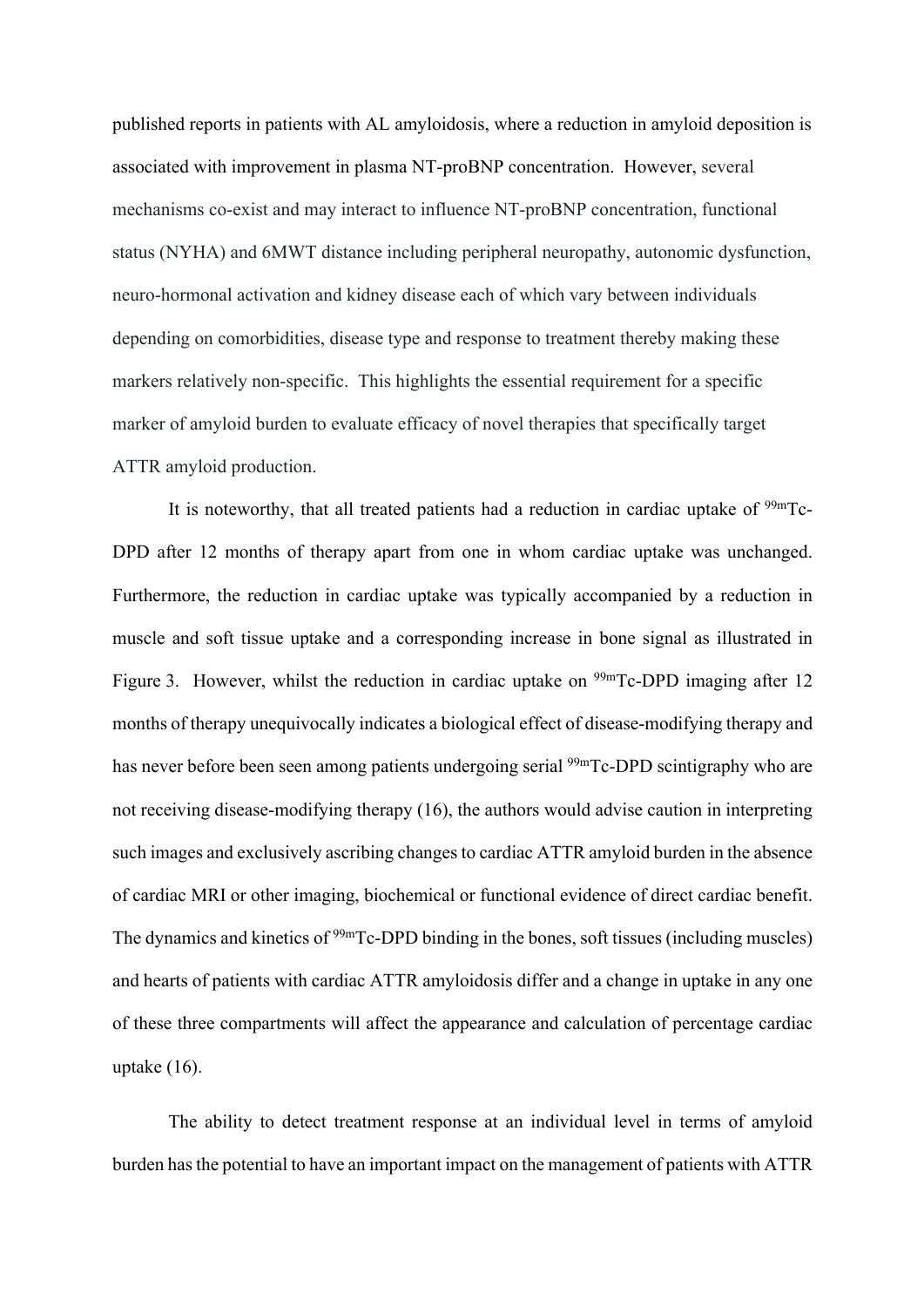published reports in patients with AL amyloidosis, where a reduction in amyloid deposition is associated with improvement in plasma NT-proBNP concentration. However, several mechanisms co-exist and may interact to influence NT-proBNP concentration, functional status (NYHA) and 6MWT distance including peripheral neuropathy, autonomic dysfunction, neuro-hormonal activation and kidney disease each of which vary between individuals depending on comorbidities, disease type and response to treatment thereby making these markers relatively non-specific. This highlights the essential requirement for a specific marker of amyloid burden to evaluate efficacy of novel therapies that specifically target ATTR amyloid production.

It is noteworthy, that all treated patients had a reduction in cardiac uptake of $^{99m}$Tc-DPD after 12 months of therapy apart from one in whom cardiac uptake was unchanged. Furthermore, the reduction in cardiac uptake was typically accompanied by a reduction in muscle and soft tissue uptake and a corresponding increase in bone signal as illustrated in Figure 3. However, whilst the reduction in cardiac uptake on $^{99m}$Tc-DPD imaging after 12 months of therapy unequivocally indicates a biological effect of disease-modifying therapy and has never before been seen among patients undergoing serial $^{99m}$Tc-DPD scintigraphy who are not receiving disease-modifying therapy (16), the authors would advise caution in interpreting such images and exclusively ascribing changes to cardiac ATTR amyloid burden in the absence of cardiac MRI or other imaging, biochemical or functional evidence of direct cardiac benefit. The dynamics and kinetics of $^{99m}$Tc-DPD binding in the bones, soft tissues (including muscles) and hearts of patients with cardiac ATTR amyloidosis differ and a change in uptake in any one of these three compartments will affect the appearance and calculation of percentage cardiac uptake (16).

The ability to detect treatment response at an individual level in terms of amyloid burden has the potential to have an important impact on the management of patients with ATTR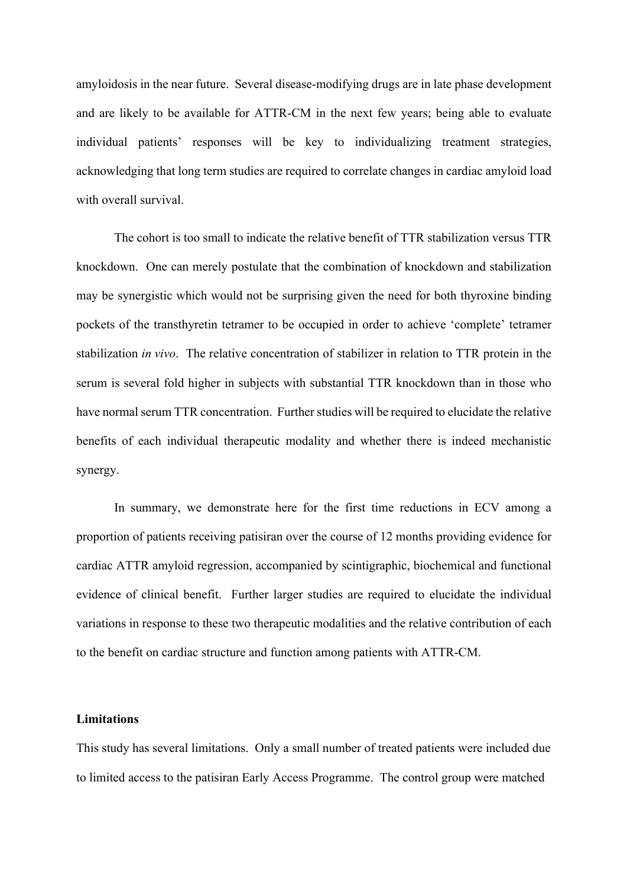amyloidosis in the near future. Several disease-modifying drugs are in late phase development and are likely to be available for ATTR-CM in the next few years; being able to evaluate individual patients' responses will be key to individualizing treatment strategies, acknowledging that long term studies are required to correlate changes in cardiac amyloid load with overall survival.

The cohort is too small to indicate the relative benefit of TTR stabilization versus TTR knockdown. One can merely postulate that the combination of knockdown and stabilization may be synergistic which would not be surprising given the need for both thyroxine binding pockets of the transthyretin tetramer to be occupied in order to achieve 'complete' tetramer stabilization *in vivo*. The relative concentration of stabilizer in relation to TTR protein in the serum is several fold higher in subjects with substantial TTR knockdown than in those who have normal serum TTR concentration. Further studies will be required to elucidate the relative benefits of each individual therapeutic modality and whether there is indeed mechanistic synergy.

In summary, we demonstrate here for the first time reductions in ECV among a proportion of patients receiving patisiran over the course of 12 months providing evidence for cardiac ATTR amyloid regression, accompanied by scintigraphic, biochemical and functional evidence of clinical benefit. Further larger studies are required to elucidate the individual variations in response to these two therapeutic modalities and the relative contribution of each to the benefit on cardiac structure and function among patients with ATTR-CM.

**Limitations**

This study has several limitations. Only a small number of treated patients were included due to limited access to the patisiran Early Access Programme. The control group were matched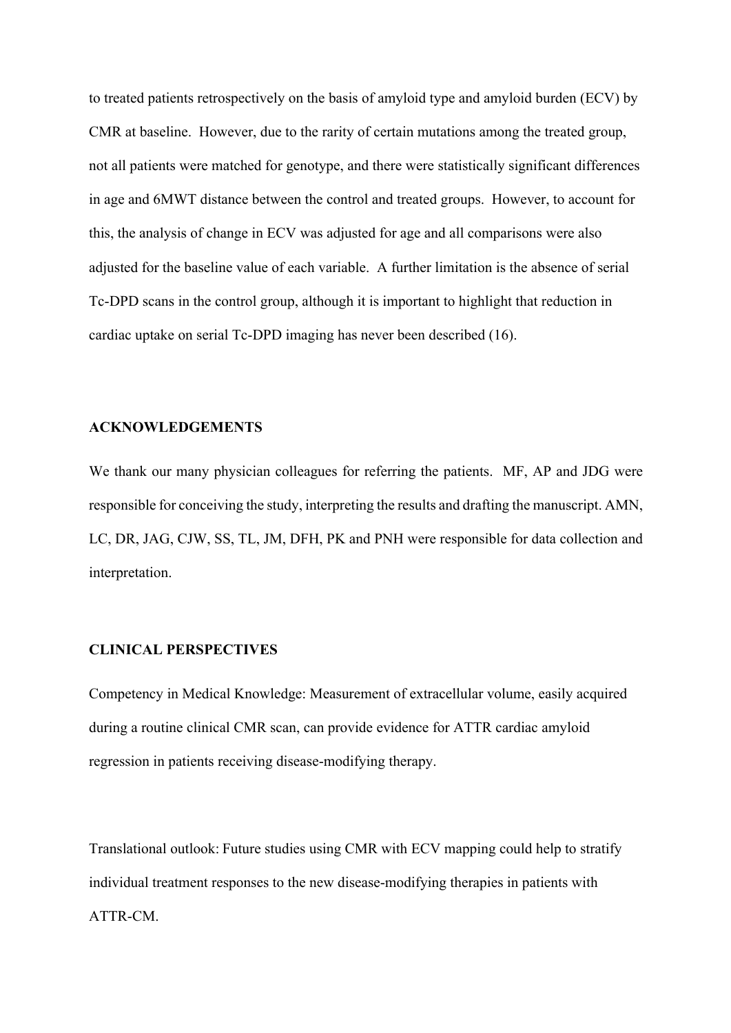to treated patients retrospectively on the basis of amyloid type and amyloid burden (ECV) by CMR at baseline. However, due to the rarity of certain mutations among the treated group, not all patients were matched for genotype, and there were statistically significant differences in age and 6MWT distance between the control and treated groups. However, to account for this, the analysis of change in ECV was adjusted for age and all comparisons were also adjusted for the baseline value of each variable. A further limitation is the absence of serial Tc-DPD scans in the control group, although it is important to highlight that reduction in cardiac uptake on serial Tc-DPD imaging has never been described (16).

**ACKNOWLEDGEMENTS**

We thank our many physician colleagues for referring the patients. MF, AP and JDG were responsible for conceiving the study, interpreting the results and drafting the manuscript. AMN, LC, DR, JAG, CJW, SS, TL, JM, DFH, PK and PNH were responsible for data collection and interpretation.

**CLINICAL PERSPECTIVES**

Competency in Medical Knowledge: Measurement of extracellular volume, easily acquired during a routine clinical CMR scan, can provide evidence for ATTR cardiac amyloid regression in patients receiving disease-modifying therapy.

Translational outlook: Future studies using CMR with ECV mapping could help to stratify individual treatment responses to the new disease-modifying therapies in patients with ATTR-CM.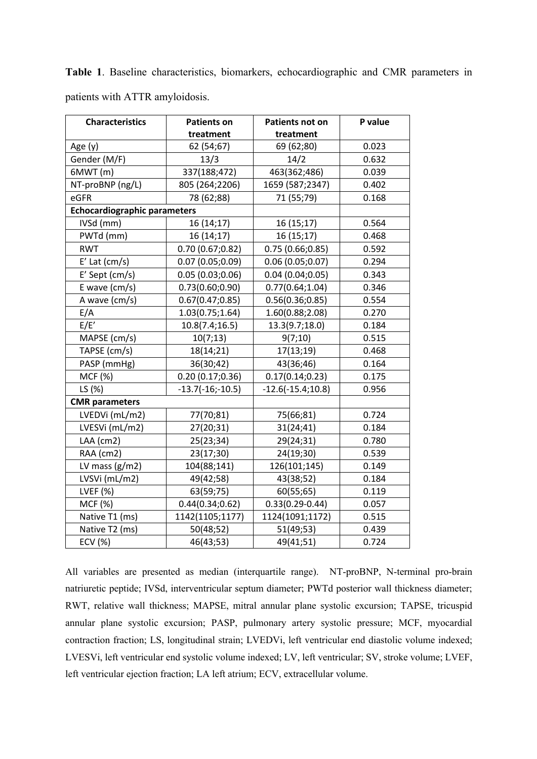**Table 1**. Baseline characteristics, biomarkers, echocardiographic and CMR parameters in patients with ATTR amyloidosis.

| Characteristics | Patients on treatment | Patients not on treatment | P value |
|---|---|---|---|
| Age (y) | 62 (54;67) | 69 (62;80) | 0.023 |
| Gender (M/F) | 13/3 | 14/2 | 0.632 |
| 6MWT (m) | 337(188;472) | 463(362;486) | 0.039 |
| NT-proBNP (ng/L) | 805 (264;2206) | 1659 (587;2347) | 0.402 |
| eGFR | 78 (62;88) | 71 (55;79) | 0.168 |
| **Echocardiographic parameters** | | | |
| IVSd (mm) | 16 (14;17) | 16 (15;17) | 0.564 |
| PWTd (mm) | 16 (14;17) | 16 (15;17) | 0.468 |
| RWT | 0.70 (0.67;0.82) | 0.75 (0.66;0.85) | 0.592 |
| E' Lat (cm/s) | 0.07 (0.05;0.09) | 0.06 (0.05;0.07) | 0.294 |
| E' Sept (cm/s) | 0.05 (0.03;0.06) | 0.04 (0.04;0.05) | 0.343 |
| E wave (cm/s) | 0.73(0.60;0.90) | 0.77(0.64;1.04) | 0.346 |
| A wave (cm/s) | 0.67(0.47;0.85) | 0.56(0.36;0.85) | 0.554 |
| E/A | 1.03(0.75;1.64) | 1.60(0.88;2.08) | 0.270 |
| E/E' | 10.8(7.4;16.5) | 13.3(9.7;18.0) | 0.184 |
| MAPSE (cm/s) | 10(7;13) | 9(7;10) | 0.515 |
| TAPSE (cm/s) | 18(14;21) | 17(13;19) | 0.468 |
| PASP (mmHg) | 36(30;42) | 43(36;46) | 0.164 |
| MCF (%) | 0.20 (0.17;0.36) | 0.17(0.14;0.23) | 0.175 |
| LS (%) | -13.7(-16;-10.5) | -12.6(-15.4;10.8) | 0.956 |
| **CMR parameters** | | | |
| LVEDVi (mL/m2) | 77(70;81) | 75(66;81) | 0.724 |
| LVESVi (mL/m2) | 27(20;31) | 31(24;41) | 0.184 |
| LAA (cm2) | 25(23;34) | 29(24;31) | 0.780 |
| RAA (cm2) | 23(17;30) | 24(19;30) | 0.539 |
| LV mass (g/m2) | 104(88;141) | 126(101;145) | 0.149 |
| LVSVi (mL/m2) | 49(42;58) | 43(38;52) | 0.184 |
| LVEF (%) | 63(59;75) | 60(55;65) | 0.119 |
| MCF (%) | 0.44(0.34;0.62) | 0.33(0.29-0.44) | 0.057 |
| Native T1 (ms) | 1142(1105;1177) | 1124(1091;1172) | 0.515 |
| Native T2 (ms) | 50(48;52) | 51(49;53) | 0.439 |
| ECV (%) | 46(43;53) | 49(41;51) | 0.724 |

All variables are presented as median (interquartile range). NT-proBNP, N-terminal pro-brain natriuretic peptide; IVSd, interventricular septum diameter; PWTd posterior wall thickness diameter; RWT, relative wall thickness; MAPSE, mitral annular plane systolic excursion; TAPSE, tricuspid annular plane systolic excursion; PASP, pulmonary artery systolic pressure; MCF, myocardial contraction fraction; LS, longitudinal strain; LVEDVi, left ventricular end diastolic volume indexed; LVESVi, left ventricular end systolic volume indexed; LV, left ventricular; SV, stroke volume; LVEF, left ventricular ejection fraction; LA left atrium; ECV, extracellular volume.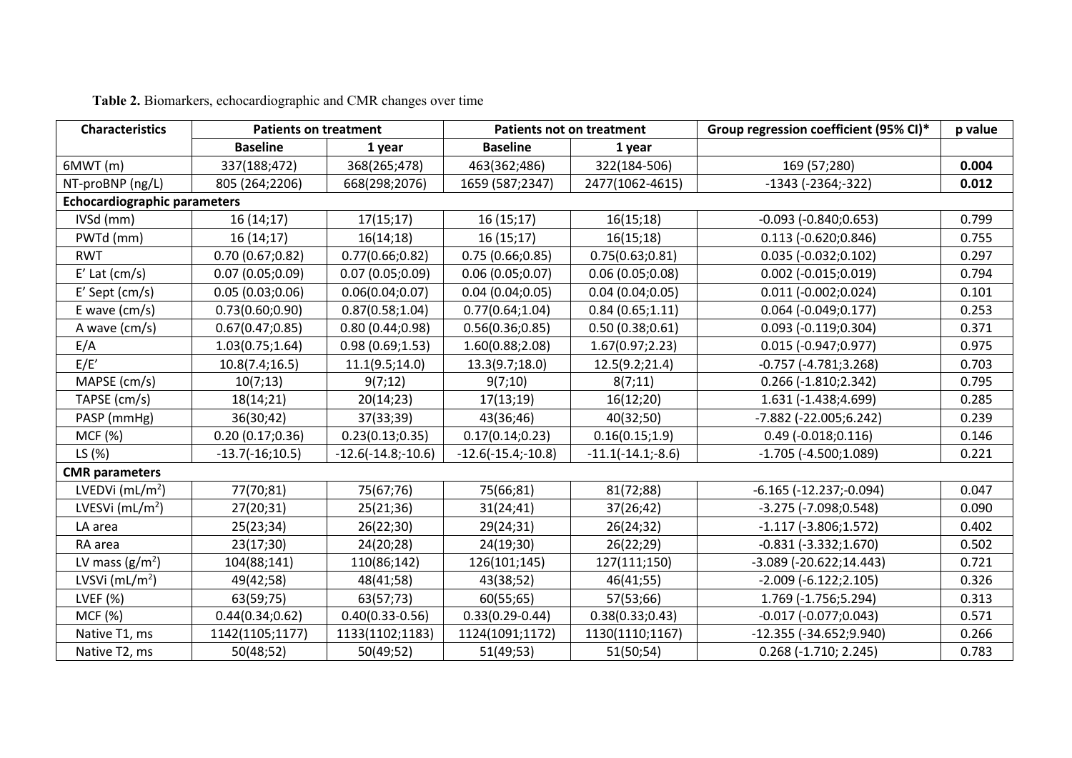**Table 2.** Biomarkers, echocardiographic and CMR changes over time

| Characteristics | Patients on treatment | | Patients not on treatment | | Group regression coefficient (95% CI)* | p value |
|---|---|---|---|---|---|---|
| | **Baseline** | **1 year** | **Baseline** | **1 year** | | |
| 6MWT (m) | 337(188;472) | 368(265;478) | 463(362;486) | 322(184-506) | 169 (57;280) | **0.004** |
| NT-proBNP (ng/L) | 805 (264;2206) | 668(298;2076) | 1659 (587;2347) | 2477(1062-4615) | -1343 (-2364;-322) | **0.012** |
| **Echocardiographic parameters** | | | | | | |
| IVSd (mm) | 16 (14;17) | 17(15;17) | 16 (15;17) | 16(15;18) | -0.093 (-0.840;0.653) | 0.799 |
| PWTd (mm) | 16 (14;17) | 16(14;18) | 16 (15;17) | 16(15;18) | 0.113 (-0.620;0.846) | 0.755 |
| RWT | 0.70 (0.67;0.82) | 0.77(0.66;0.82) | 0.75 (0.66;0.85) | 0.75(0.63;0.81) | 0.035 (-0.032;0.102) | 0.297 |
| E' Lat (cm/s) | 0.07 (0.05;0.09) | 0.07 (0.05;0.09) | 0.06 (0.05;0.07) | 0.06 (0.05;0.08) | 0.002 (-0.015;0.019) | 0.794 |
| E' Sept (cm/s) | 0.05 (0.03;0.06) | 0.06(0.04;0.07) | 0.04 (0.04;0.05) | 0.04 (0.04;0.05) | 0.011 (-0.002;0.024) | 0.101 |
| E wave (cm/s) | 0.73(0.60;0.90) | 0.87(0.58;1.04) | 0.77(0.64;1.04) | 0.84 (0.65;1.11) | 0.064 (-0.049;0.177) | 0.253 |
| A wave (cm/s) | 0.67(0.47;0.85) | 0.80 (0.44;0.98) | 0.56(0.36;0.85) | 0.50 (0.38;0.61) | 0.093 (-0.119;0.304) | 0.371 |
| E/A | 1.03(0.75;1.64) | 0.98 (0.69;1.53) | 1.60(0.88;2.08) | 1.67(0.97;2.23) | 0.015 (-0.947;0.977) | 0.975 |
| E/E' | 10.8(7.4;16.5) | 11.1(9.5;14.0) | 13.3(9.7;18.0) | 12.5(9.2;21.4) | -0.757 (-4.781;3.268) | 0.703 |
| MAPSE (cm/s) | 10(7;13) | 9(7;12) | 9(7;10) | 8(7;11) | 0.266 (-1.810;2.342) | 0.795 |
| TAPSE (cm/s) | 18(14;21) | 20(14;23) | 17(13;19) | 16(12;20) | 1.631 (-1.438;4.699) | 0.285 |
| PASP (mmHg) | 36(30;42) | 37(33;39) | 43(36;46) | 40(32;50) | -7.882 (-22.005;6.242) | 0.239 |
| MCF (%) | 0.20 (0.17;0.36) | 0.23(0.13;0.35) | 0.17(0.14;0.23) | 0.16(0.15;1.9) | 0.49 (-0.018;0.116) | 0.146 |
| LS (%) | -13.7(-16;10.5) | -12.6(-14.8;-10.6) | -12.6(-15.4;-10.8) | -11.1(-14.1;-8.6) | -1.705 (-4.500;1.089) | 0.221 |
| **CMR parameters** | | | | | | |
| LVEDVi (mL/m$^2$) | 77(70;81) | 75(67;76) | 75(66;81) | 81(72;88) | -6.165 (-12.237;-0.094) | 0.047 |
| LVESVi (mL/m$^2$) | 27(20;31) | 25(21;36) | 31(24;41) | 37(26;42) | -3.275 (-7.098;0.548) | 0.090 |
| LA area | 25(23;34) | 26(22;30) | 29(24;31) | 26(24;32) | -1.117 (-3.806;1.572) | 0.402 |
| RA area | 23(17;30) | 24(20;28) | 24(19;30) | 26(22;29) | -0.831 (-3.332;1.670) | 0.502 |
| LV mass (g/m$^2$) | 104(88;141) | 110(86;142) | 126(101;145) | 127(111;150) | -3.089 (-20.622;14.443) | 0.721 |
| LVSVi (mL/m$^2$) | 49(42;58) | 48(41;58) | 43(38;52) | 46(41;55) | -2.009 (-6.122;2.105) | 0.326 |
| LVEF (%) | 63(59;75) | 63(57;73) | 60(55;65) | 57(53;66) | 1.769 (-1.756;5.294) | 0.313 |
| MCF (%) | 0.44(0.34;0.62) | 0.40(0.33-0.56) | 0.33(0.29-0.44) | 0.38(0.33;0.43) | -0.017 (-0.077;0.043) | 0.571 |
| Native T1, ms | 1142(1105;1177) | 1133(1102;1183) | 1124(1091;1172) | 1130(1110;1167) | -12.355 (-34.652;9.940) | 0.266 |
| Native T2, ms | 50(48;52) | 50(49;52) | 51(49;53) | 51(50;54) | 0.268 (-1.710; 2.245) | 0.783 |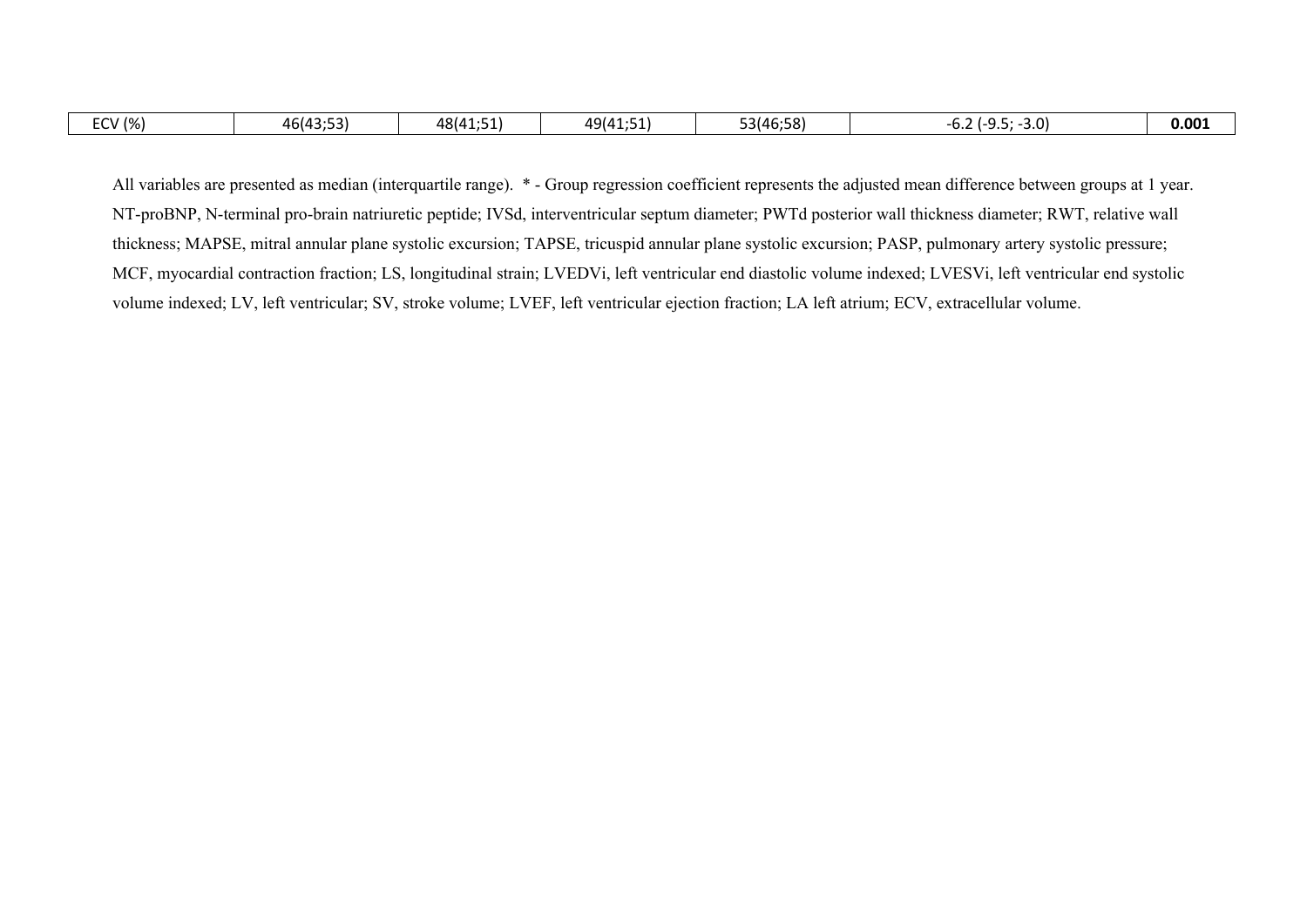| ECV (%) | 46(43;53) | 48(41;51) | 49(41;51) | 53(46;58) | -6.2 (-9.5; -3.0) | **0.001** |
|---|---|---|---|---|---|---|

All variables are presented as median (interquartile range). * - Group regression coefficient represents the adjusted mean difference between groups at 1 year. NT-proBNP, N-terminal pro-brain natriuretic peptide; IVSd, interventricular septum diameter; PWTd posterior wall thickness diameter; RWT, relative wall thickness; MAPSE, mitral annular plane systolic excursion; TAPSE, tricuspid annular plane systolic excursion; PASP, pulmonary artery systolic pressure; MCF, myocardial contraction fraction; LS, longitudinal strain; LVEDVi, left ventricular end diastolic volume indexed; LVESVi, left ventricular end systolic volume indexed; LV, left ventricular; SV, stroke volume; LVEF, left ventricular ejection fraction; LA left atrium; ECV, extracellular volume.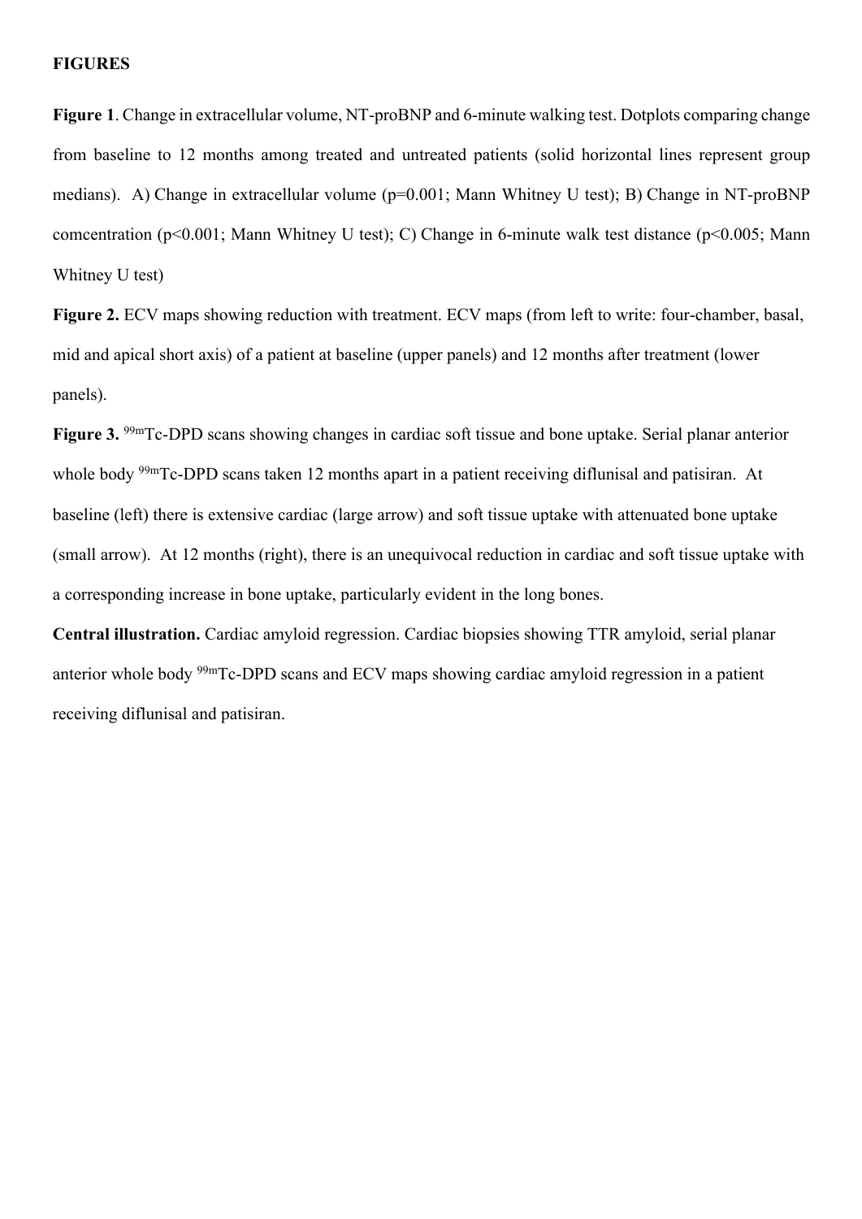**FIGURES**

**Figure 1**. Change in extracellular volume, NT-proBNP and 6-minute walking test. Dotplots comparing change from baseline to 12 months among treated and untreated patients (solid horizontal lines represent group medians). A) Change in extracellular volume ($p=0.001$; Mann Whitney U test); B) Change in NT-proBNP comcentration ($p<0.001$; Mann Whitney U test); C) Change in 6-minute walk test distance ($p<0.005$; Mann Whitney U test)

**Figure 2.** ECV maps showing reduction with treatment. ECV maps (from left to write: four-chamber, basal, mid and apical short axis) of a patient at baseline (upper panels) and 12 months after treatment (lower panels).

**Figure 3.** $^{99m}$Tc-DPD scans showing changes in cardiac soft tissue and bone uptake. Serial planar anterior whole body $^{99m}$Tc-DPD scans taken 12 months apart in a patient receiving diflunisal and patisiran. At baseline (left) there is extensive cardiac (large arrow) and soft tissue uptake with attenuated bone uptake (small arrow). At 12 months (right), there is an unequivocal reduction in cardiac and soft tissue uptake with a corresponding increase in bone uptake, particularly evident in the long bones.

**Central illustration.** Cardiac amyloid regression. Cardiac biopsies showing TTR amyloid, serial planar anterior whole body $^{99m}$Tc-DPD scans and ECV maps showing cardiac amyloid regression in a patient receiving diflunisal and patisiran.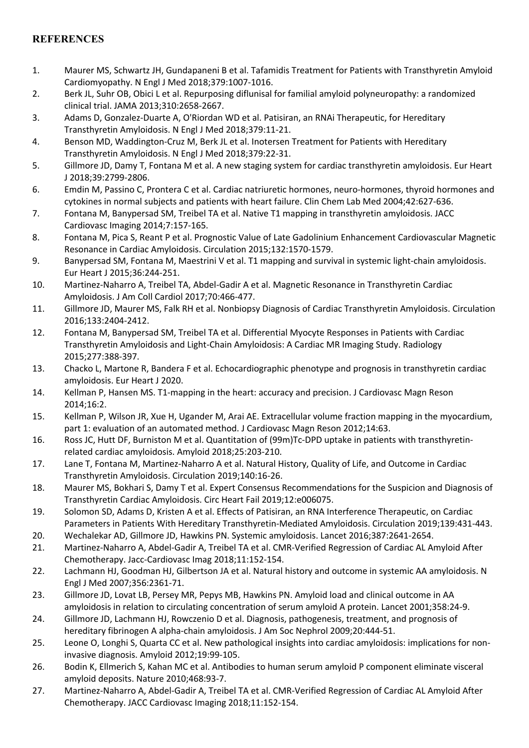## REFERENCES

1. Maurer MS, Schwartz JH, Gundapaneni B et al. Tafamidis Treatment for Patients with Transthyretin Amyloid Cardiomyopathy. N Engl J Med 2018;379:1007-1016.
2. Berk JL, Suhr OB, Obici L et al. Repurposing diflunisal for familial amyloid polyneuropathy: a randomized clinical trial. JAMA 2013;310:2658-2667.
3. Adams D, Gonzalez-Duarte A, O'Riordan WD et al. Patisiran, an RNAi Therapeutic, for Hereditary Transthyretin Amyloidosis. N Engl J Med 2018;379:11-21.
4. Benson MD, Waddington-Cruz M, Berk JL et al. Inotersen Treatment for Patients with Hereditary Transthyretin Amyloidosis. N Engl J Med 2018;379:22-31.
5. Gillmore JD, Damy T, Fontana M et al. A new staging system for cardiac transthyretin amyloidosis. Eur Heart J 2018;39:2799-2806.
6. Emdin M, Passino C, Prontera C et al. Cardiac natriuretic hormones, neuro-hormones, thyroid hormones and cytokines in normal subjects and patients with heart failure. Clin Chem Lab Med 2004;42:627-636.
7. Fontana M, Banypersad SM, Treibel TA et al. Native T1 mapping in transthyretin amyloidosis. JACC Cardiovasc Imaging 2014;7:157-165.
8. Fontana M, Pica S, Reant P et al. Prognostic Value of Late Gadolinium Enhancement Cardiovascular Magnetic Resonance in Cardiac Amyloidosis. Circulation 2015;132:1570-1579.
9. Banypersad SM, Fontana M, Maestrini V et al. T1 mapping and survival in systemic light-chain amyloidosis. Eur Heart J 2015;36:244-251.
10. Martinez-Naharro A, Treibel TA, Abdel-Gadir A et al. Magnetic Resonance in Transthyretin Cardiac Amyloidosis. J Am Coll Cardiol 2017;70:466-477.
11. Gillmore JD, Maurer MS, Falk RH et al. Nonbiopsy Diagnosis of Cardiac Transthyretin Amyloidosis. Circulation 2016;133:2404-2412.
12. Fontana M, Banypersad SM, Treibel TA et al. Differential Myocyte Responses in Patients with Cardiac Transthyretin Amyloidosis and Light-Chain Amyloidosis: A Cardiac MR Imaging Study. Radiology 2015;277:388-397.
13. Chacko L, Martone R, Bandera F et al. Echocardiographic phenotype and prognosis in transthyretin cardiac amyloidosis. Eur Heart J 2020.
14. Kellman P, Hansen MS. T1-mapping in the heart: accuracy and precision. J Cardiovasc Magn Reson 2014;16:2.
15. Kellman P, Wilson JR, Xue H, Ugander M, Arai AE. Extracellular volume fraction mapping in the myocardium, part 1: evaluation of an automated method. J Cardiovasc Magn Reson 2012;14:63.
16. Ross JC, Hutt DF, Burniston M et al. Quantitation of (99m)Tc-DPD uptake in patients with transthyretin-related cardiac amyloidosis. Amyloid 2018;25:203-210.
17. Lane T, Fontana M, Martinez-Naharro A et al. Natural History, Quality of Life, and Outcome in Cardiac Transthyretin Amyloidosis. Circulation 2019;140:16-26.
18. Maurer MS, Bokhari S, Damy T et al. Expert Consensus Recommendations for the Suspicion and Diagnosis of Transthyretin Cardiac Amyloidosis. Circ Heart Fail 2019;12:e006075.
19. Solomon SD, Adams D, Kristen A et al. Effects of Patisiran, an RNA Interference Therapeutic, on Cardiac Parameters in Patients With Hereditary Transthyretin-Mediated Amyloidosis. Circulation 2019;139:431-443.
20. Wechalekar AD, Gillmore JD, Hawkins PN. Systemic amyloidosis. Lancet 2016;387:2641-2654.
21. Martinez-Naharro A, Abdel-Gadir A, Treibel TA et al. CMR-Verified Regression of Cardiac AL Amyloid After Chemotherapy. Jacc-Cardiovasc Imag 2018;11:152-154.
22. Lachmann HJ, Goodman HJ, Gilbertson JA et al. Natural history and outcome in systemic AA amyloidosis. N Engl J Med 2007;356:2361-71.
23. Gillmore JD, Lovat LB, Persey MR, Pepys MB, Hawkins PN. Amyloid load and clinical outcome in AA amyloidosis in relation to circulating concentration of serum amyloid A protein. Lancet 2001;358:24-9.
24. Gillmore JD, Lachmann HJ, Rowczenio D et al. Diagnosis, pathogenesis, treatment, and prognosis of hereditary fibrinogen A alpha-chain amyloidosis. J Am Soc Nephrol 2009;20:444-51.
25. Leone O, Longhi S, Quarta CC et al. New pathological insights into cardiac amyloidosis: implications for non-invasive diagnosis. Amyloid 2012;19:99-105.
26. Bodin K, Ellmerich S, Kahan MC et al. Antibodies to human serum amyloid P component eliminate visceral amyloid deposits. Nature 2010;468:93-7.
27. Martinez-Naharro A, Abdel-Gadir A, Treibel TA et al. CMR-Verified Regression of Cardiac AL Amyloid After Chemotherapy. JACC Cardiovasc Imaging 2018;11:152-154.